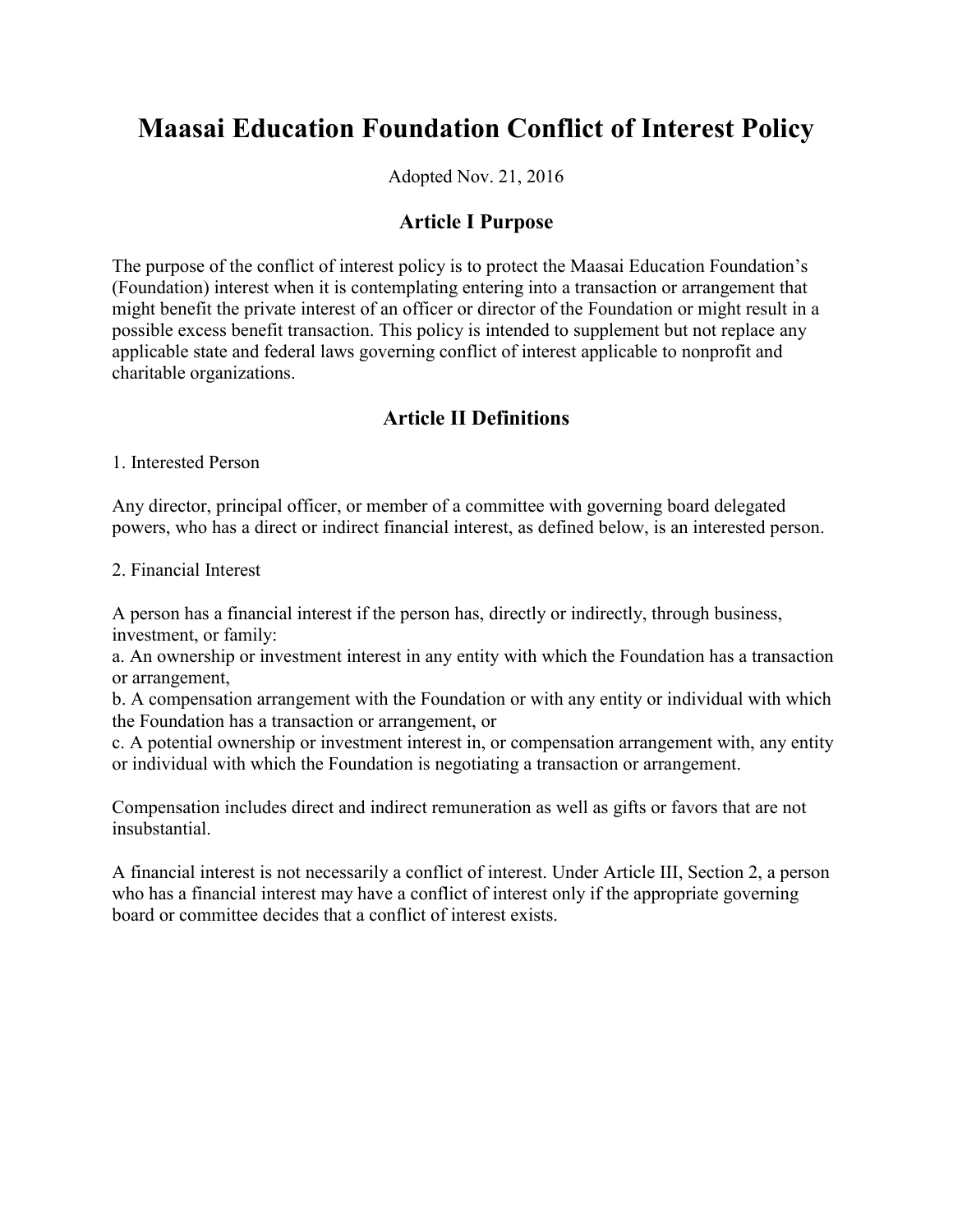# Maasai Education Foundation Conflict of Interest Policy

Adopted Nov. 21, 2016

## Article I Purpose

The purpose of the conflict of interest policy is to protect the Maasai Education Foundation's (Foundation) interest when it is contemplating entering into a transaction or arrangement that might benefit the private interest of an officer or director of the Foundation or might result in a possible excess benefit transaction. This policy is intended to supplement but not replace any applicable state and federal laws governing conflict of interest applicable to nonprofit and charitable organizations.

## Article II Definitions

1. Interested Person

Any director, principal officer, or member of a committee with governing board delegated powers, who has a direct or indirect financial interest, as defined below, is an interested person.

2. Financial Interest

A person has a financial interest if the person has, directly or indirectly, through business, investment, or family:
a. An ownership or investment interest in any entity with which the Foundation has a transaction or arrangement,
b. A compensation arrangement with the Foundation or with any entity or individual with which the Foundation has a transaction or arrangement, or
c. A potential ownership or investment interest in, or compensation arrangement with, any entity or individual with which the Foundation is negotiating a transaction or arrangement.

Compensation includes direct and indirect remuneration as well as gifts or favors that are not insubstantial.

A financial interest is not necessarily a conflict of interest. Under Article III, Section 2, a person who has a financial interest may have a conflict of interest only if the appropriate governing board or committee decides that a conflict of interest exists.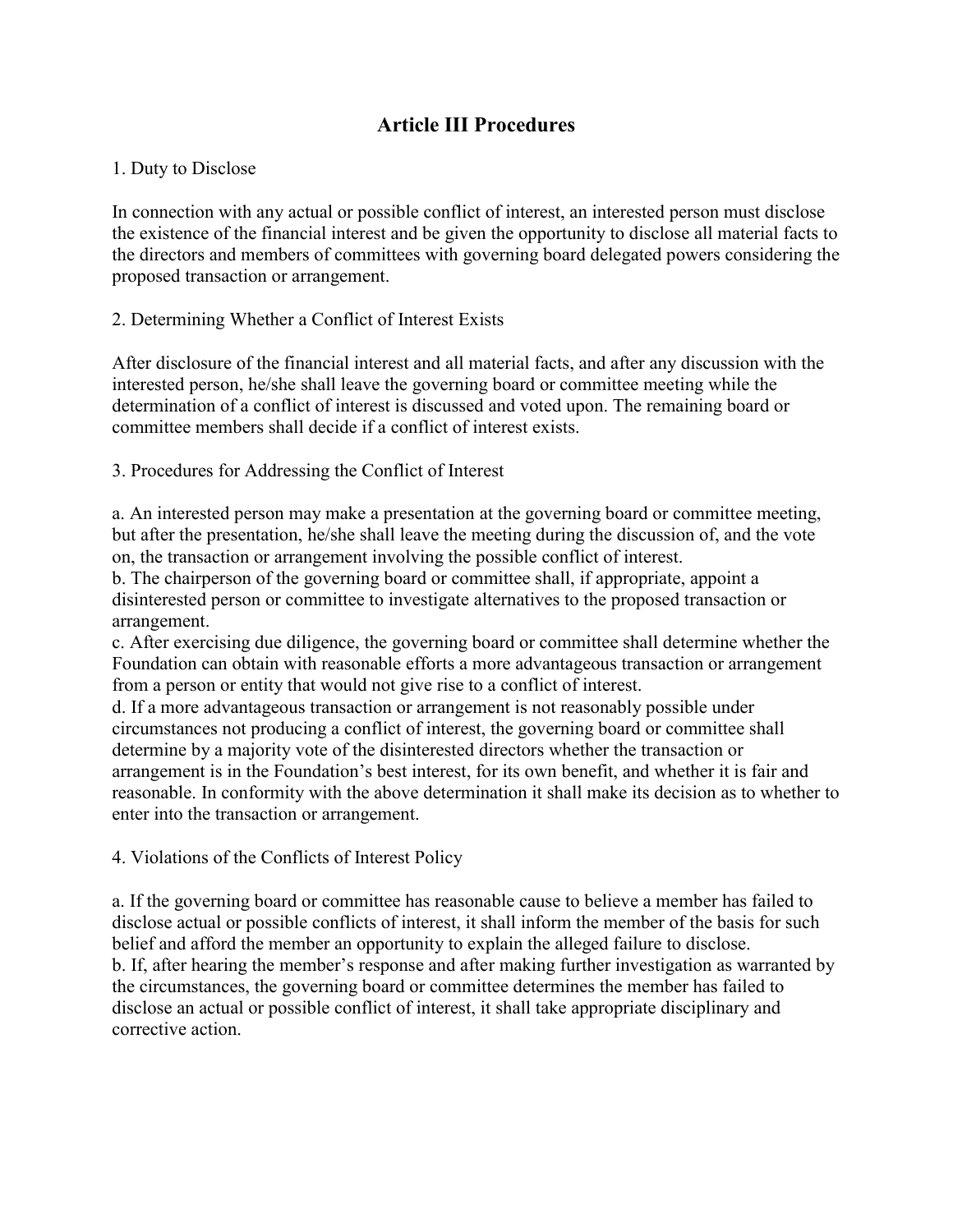# Article III Procedures

1. Duty to Disclose

In connection with any actual or possible conflict of interest, an interested person must disclose the existence of the financial interest and be given the opportunity to disclose all material facts to the directors and members of committees with governing board delegated powers considering the proposed transaction or arrangement.

2. Determining Whether a Conflict of Interest Exists

After disclosure of the financial interest and all material facts, and after any discussion with the interested person, he/she shall leave the governing board or committee meeting while the determination of a conflict of interest is discussed and voted upon. The remaining board or committee members shall decide if a conflict of interest exists.

3. Procedures for Addressing the Conflict of Interest

a. An interested person may make a presentation at the governing board or committee meeting, but after the presentation, he/she shall leave the meeting during the discussion of, and the vote on, the transaction or arrangement involving the possible conflict of interest.
b. The chairperson of the governing board or committee shall, if appropriate, appoint a disinterested person or committee to investigate alternatives to the proposed transaction or arrangement.
c. After exercising due diligence, the governing board or committee shall determine whether the Foundation can obtain with reasonable efforts a more advantageous transaction or arrangement from a person or entity that would not give rise to a conflict of interest.
d. If a more advantageous transaction or arrangement is not reasonably possible under circumstances not producing a conflict of interest, the governing board or committee shall determine by a majority vote of the disinterested directors whether the transaction or arrangement is in the Foundation's best interest, for its own benefit, and whether it is fair and reasonable. In conformity with the above determination it shall make its decision as to whether to enter into the transaction or arrangement.

4. Violations of the Conflicts of Interest Policy

a. If the governing board or committee has reasonable cause to believe a member has failed to disclose actual or possible conflicts of interest, it shall inform the member of the basis for such belief and afford the member an opportunity to explain the alleged failure to disclose.
b. If, after hearing the member's response and after making further investigation as warranted by the circumstances, the governing board or committee determines the member has failed to disclose an actual or possible conflict of interest, it shall take appropriate disciplinary and corrective action.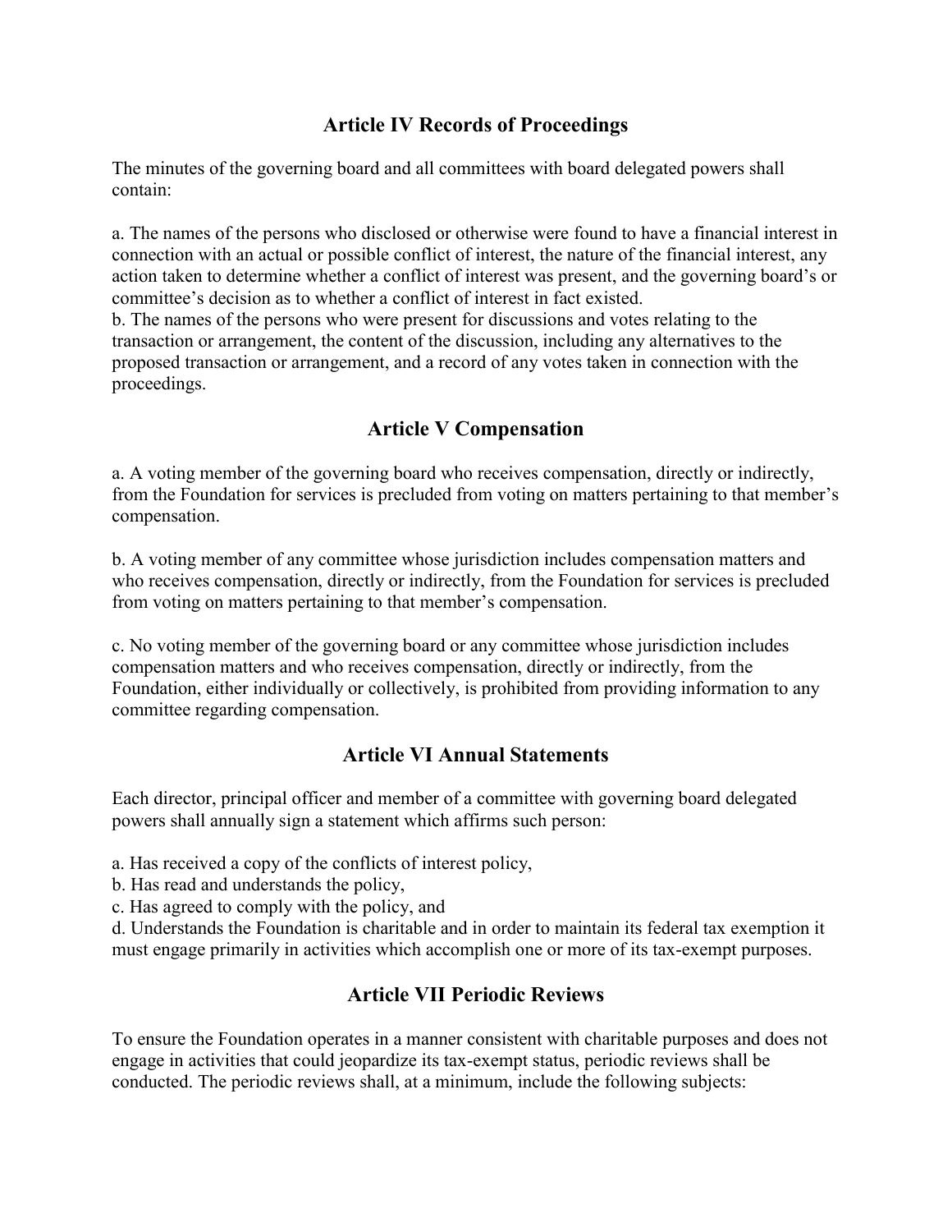## Article IV Records of Proceedings

The minutes of the governing board and all committees with board delegated powers shall contain:

a. The names of the persons who disclosed or otherwise were found to have a financial interest in connection with an actual or possible conflict of interest, the nature of the financial interest, any action taken to determine whether a conflict of interest was present, and the governing board's or committee's decision as to whether a conflict of interest in fact existed.
b. The names of the persons who were present for discussions and votes relating to the transaction or arrangement, the content of the discussion, including any alternatives to the proposed transaction or arrangement, and a record of any votes taken in connection with the proceedings.

## Article V Compensation

a. A voting member of the governing board who receives compensation, directly or indirectly, from the Foundation for services is precluded from voting on matters pertaining to that member's compensation.

b. A voting member of any committee whose jurisdiction includes compensation matters and who receives compensation, directly or indirectly, from the Foundation for services is precluded from voting on matters pertaining to that member's compensation.

c. No voting member of the governing board or any committee whose jurisdiction includes compensation matters and who receives compensation, directly or indirectly, from the Foundation, either individually or collectively, is prohibited from providing information to any committee regarding compensation.

## Article VI Annual Statements

Each director, principal officer and member of a committee with governing board delegated powers shall annually sign a statement which affirms such person:

a. Has received a copy of the conflicts of interest policy,
b. Has read and understands the policy,
c. Has agreed to comply with the policy, and
d. Understands the Foundation is charitable and in order to maintain its federal tax exemption it must engage primarily in activities which accomplish one or more of its tax-exempt purposes.

## Article VII Periodic Reviews

To ensure the Foundation operates in a manner consistent with charitable purposes and does not engage in activities that could jeopardize its tax-exempt status, periodic reviews shall be conducted. The periodic reviews shall, at a minimum, include the following subjects: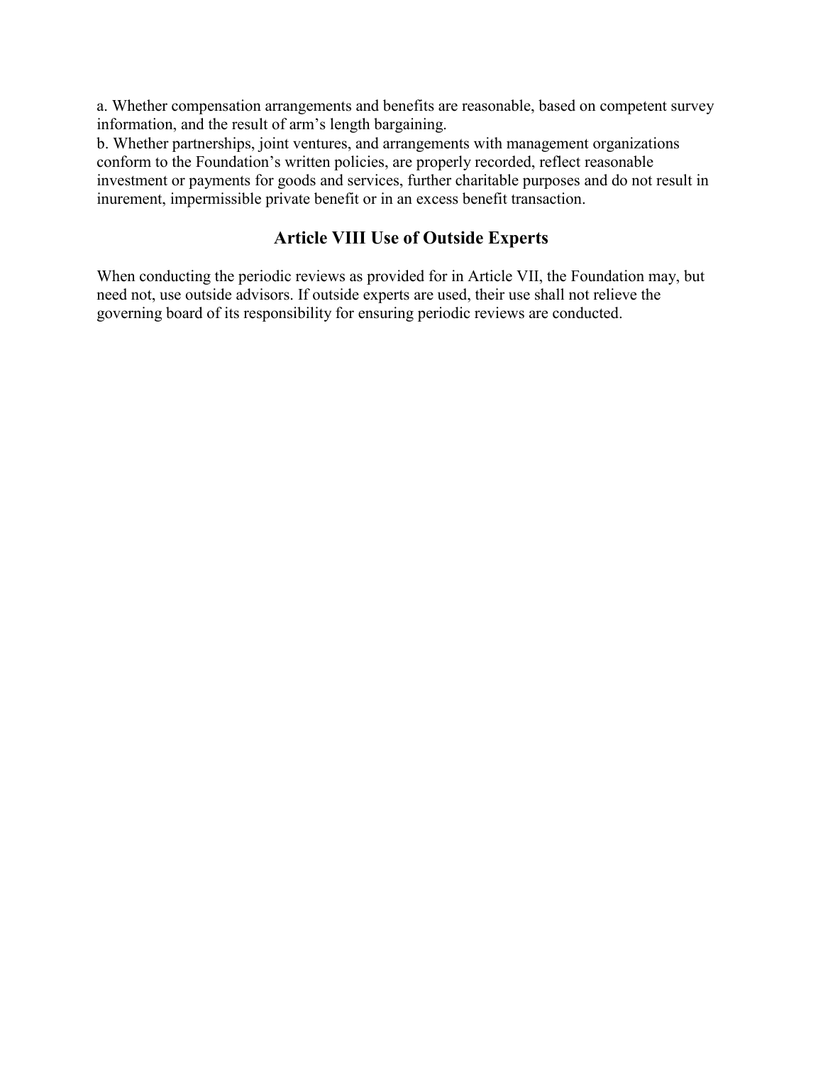a. Whether compensation arrangements and benefits are reasonable, based on competent survey information, and the result of arm's length bargaining.

b. Whether partnerships, joint ventures, and arrangements with management organizations conform to the Foundation's written policies, are properly recorded, reflect reasonable investment or payments for goods and services, further charitable purposes and do not result in inurement, impermissible private benefit or in an excess benefit transaction.

## Article VIII Use of Outside Experts

When conducting the periodic reviews as provided for in Article VII, the Foundation may, but need not, use outside advisors. If outside experts are used, their use shall not relieve the governing board of its responsibility for ensuring periodic reviews are conducted.